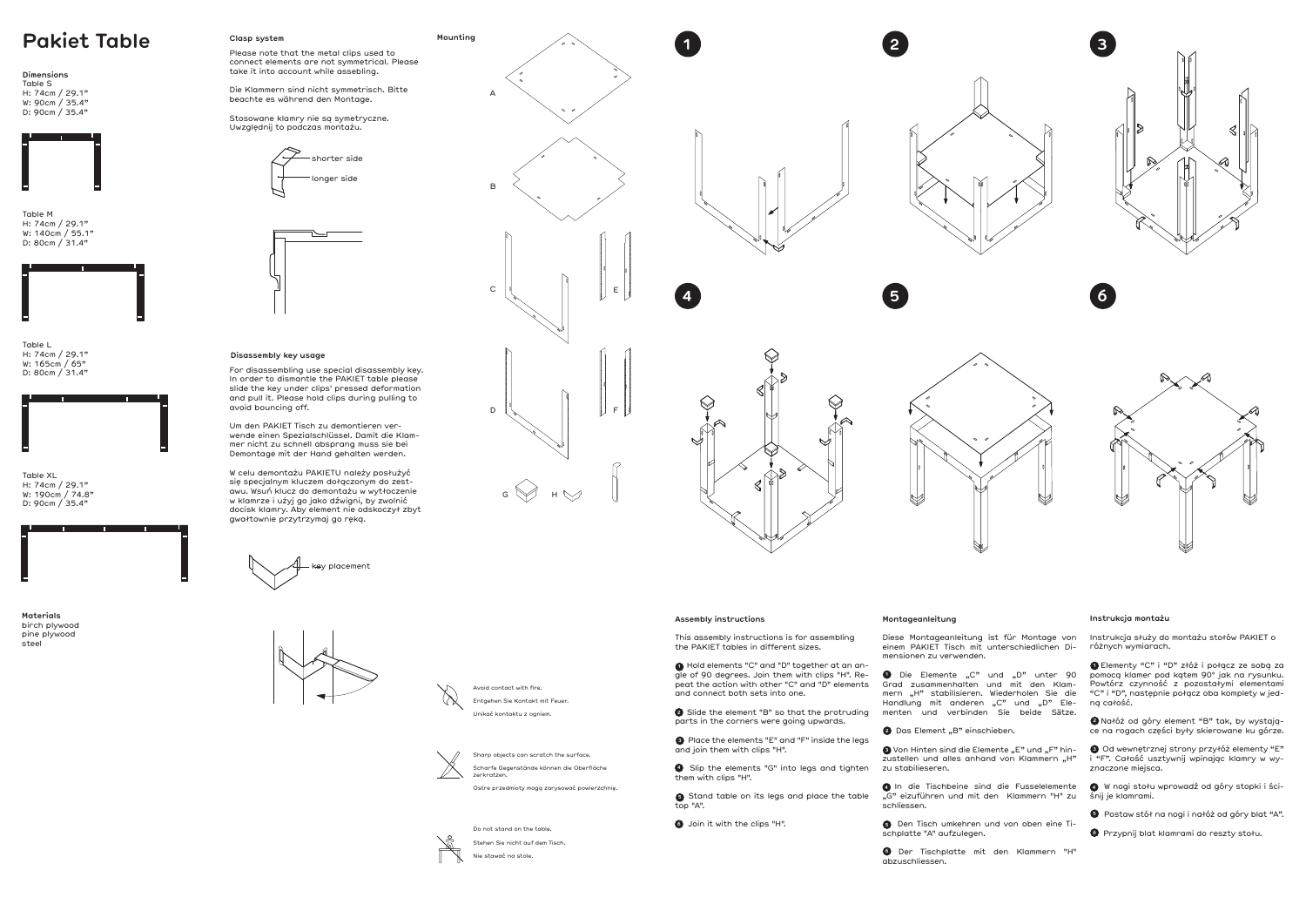# Pakiet Table

**Dimensions**

Table S
H: 74cm / 29.1"
W: 90cm / 35.4"
D: 90cm / 35.4"

Table M
H: 74cm / 29.1"
W: 140cm / 55.1"
D: 80cm / 31.4"

Table L
H: 74cm / 29.1"
W: 165cm / 65"
D: 80cm / 31.4"

Table XL
H: 74cm / 29.1"
W: 190cm / 74.8"
D: 90cm / 35.4"

**Materials**
birch plywood
pine plywood
steel

**Clasp system**

Please note that the metal clips used to connect elements are not symmetrical. Please take it into account while assebling.

Die Klammern sind nicht symmetrisch. Bitte beachte es während den Montage.

Stosowane klamry nie są symetryczne. Uwzględnij to podczas montażu.

shorter side

longer side

**Disassembly key usage**

For disassembling use special disassembly key. In order to dismantle the PAKIET table please slide the key under clips' pressed deformation and pull it. Please hold clips during pulling to avoid bouncing off.

Um den PAKIET Tisch zu demontieren verwende einen Spezialschlüssel. Damit die Klammer nicht zu schnell absprang muss sie bei Demontage mit der Hand gehalten werden.

W celu demontażu PAKIETU należy posłużyć się specjalnym kluczem dołączonym do zestawu. Wsuń klucz do demontażu w wytłoczenie w klamrze i użyj go jako dźwigni, by zwolnić docisk klamry. Aby element nie odskoczył zbyt gwałtownie przytrzymaj go ręką.

key placement

**Mounting**

A

B

C

D

E

F

G

H

Avoid contact with fire.

Entgehen Sie Kontakt mit Feuer.

Unikać kontaktu z ogniem.

Sharp objects can scratch the surface.

Scharfe Gegenstände können die Oberfläche zerkratzen.

Ostre przedmioty mogą zarysować powierzchnię.

Do not stand on the table.

Stehen Sie nicht auf dem Tisch.

Nie stawać na stole.

1 2 3 4 5 6

**Assembly instructions**

This assembly instructions is for assembling the PAKIET tables in different sizes.

1. Hold elements "C" and "D" together at an angle of 90 degrees. Join them with clips "H". Repeat the action with other "C" and "D" elements and connect both sets into one.
2. Slide the element "B" so that the protruding parts in the corners were going upwards.
3. Place the elements "E" and "F" inside the legs and join them with clips "H".
4. Slip the elements "G" into legs and tighten them with clips "H".
5. Stand table on its legs and place the table top "A".
6. Join it with the clips "H".

**Montageanleitung**

Diese Montageanleitung ist für Montage von einem PAKIET Tisch mit unterschiedlichen Dimensionen zu verwenden.

1. Die Elemente „C" und „D" unter 90 Grad zusammenhalten und mit den Klammern „H" stabilisieren. Wiederholen Sie die Handlung mit anderen „C" und „D" Elementen und verbinden Sie beide Sätze.
2. Das Element „B" einschieben.
3. Von Hinten sind die Elemente „E" und „F" hinzustellen und alles anhand von Klammern „H" zu stabilieseren.
4. In die Tischbeine sind die Fusselelemente „G" einzuführen und mit den Klammern "H" zu schliessen.
5. Den Tisch umkehren und von oben eine Tischplatte "A" aufzulegen.
6. Der Tischplatte mit den Klammern "H" abzuschliessen.

**Instrukcja montażu**

Instrukcja służy do montażu stołów PAKIET o różnych wymiarach.

1. Elementy "C" i "D" złóż i połącz ze sobą za pomocą klamer pod kątem 90° jak na rysunku. Powtórz czynność z pozostałymi elementami "C" i "D", następnie połącz oba komplety w jedną całość.
2. Nałóż od góry element "B" tak, by wystające na rogach części były skierowane ku górze.
3. Od wewnętrznej strony przyłóż elementy "E" i "F". Całość usztywnij wpinając klamry w wyznaczone miejsca.
4. W nogi stołu wprowadź od góry stopki i ściśnij je klamrami.
5. Postaw stół na nogi i nałóż od góry blat "A".
6. Przypnij blat klamrami do reszty stołu.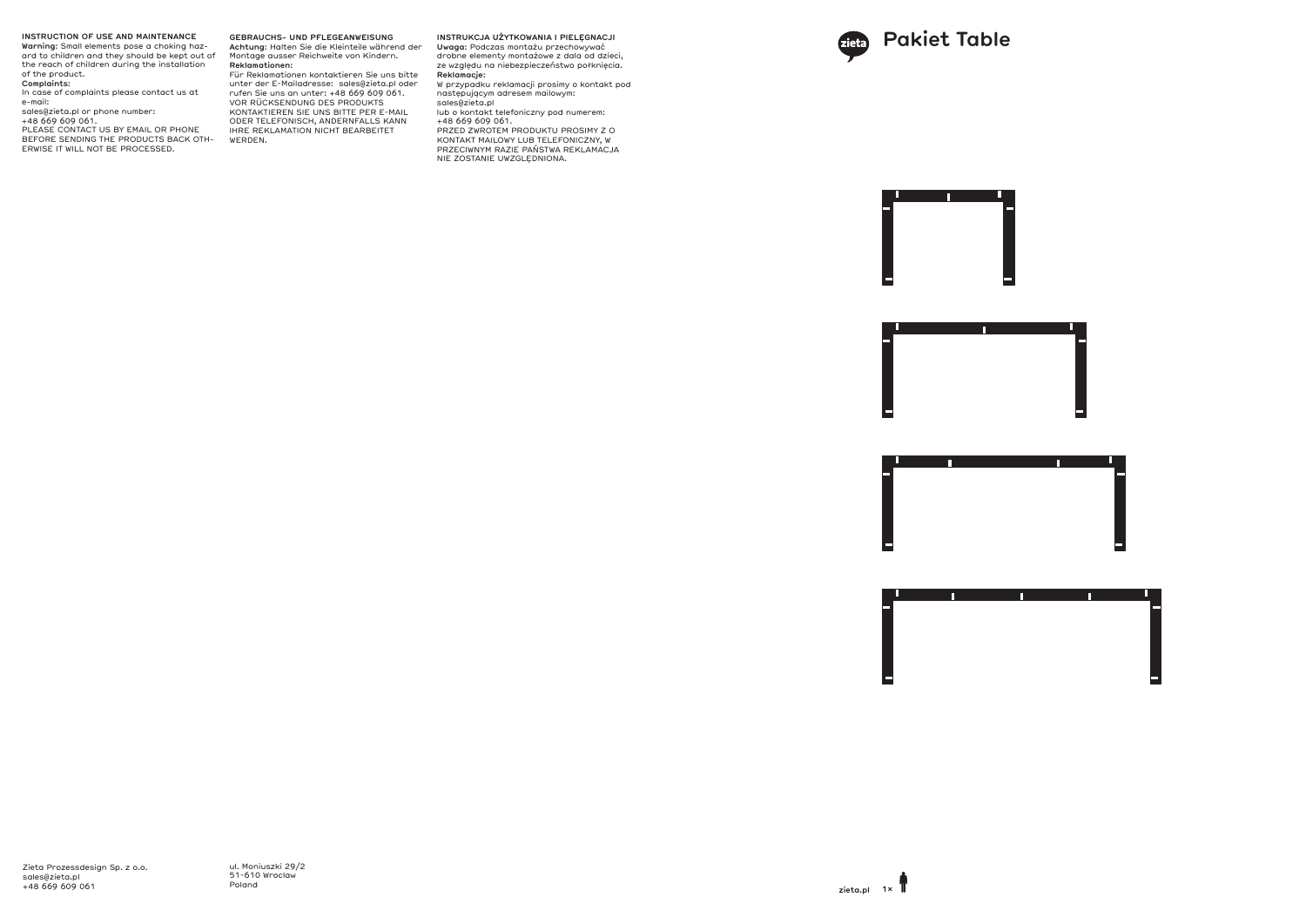#### INSTRUCTION OF USE AND MAINTENANCE

**Warning:** Small elements pose a choking hazard to children and they should be kept out of the reach of children during the installation of the product.

**Complaints:**

In case of complaints please contact us at e-mail:

sales@zieta.pl or phone number:

+48 669 609 061.

PLEASE CONTACT US BY EMAIL OR PHONE BEFORE SENDING THE PRODUCTS BACK OTHERWISE IT WILL NOT BE PROCESSED.

#### GEBRAUCHS- UND PFLEGEANWEISUNG

**Achtung:** Halten Sie die Kleinteile während der Montage ausser Reichweite von Kindern.

**Reklamationen:**

Für Reklamationen kontaktieren Sie uns bitte unter der E-Mailadresse: sales@zieta.pl oder rufen Sie uns an unter: +48 669 609 061.

VOR RÜCKSENDUNG DES PRODUKTS KONTAKTIEREN SIE UNS BITTE PER E-MAIL ODER TELEFONISCH, ANDERNFALLS KANN IHRE REKLAMATION NICHT BEARBEITET WERDEN.

#### INSTRUKCJA UŻYTKOWANIA I PIELĘGNACJI

**Uwaga:** Podczas montażu przechowywać drobne elementy montażowe z dala od dzieci, ze względu na niebezpieczeństwo połknięcia.

**Reklamacje:**

W przypadku reklamacji prosimy o kontakt pod następującym adresem mailowym:

sales@zieta.pl

lub o kontakt telefoniczny pod numerem:

+48 669 609 061.

PRZED ZWROTEM PRODUKTU PROSIMY Z O KONTAKT MAILOWY LUB TELEFONICZNY, W PRZECIWNYM RAZIE PAŃSTWA REKLAMACJA NIE ZOSTANIE UWZGLĘDNIONA.

# zieta Pakiet Table

Zieta Prozessdesign Sp. z o.o.
sales@zieta.pl
+48 669 609 061

ul. Moniuszki 29/2
51-610 Wrocław
Poland

zieta.pl 1×